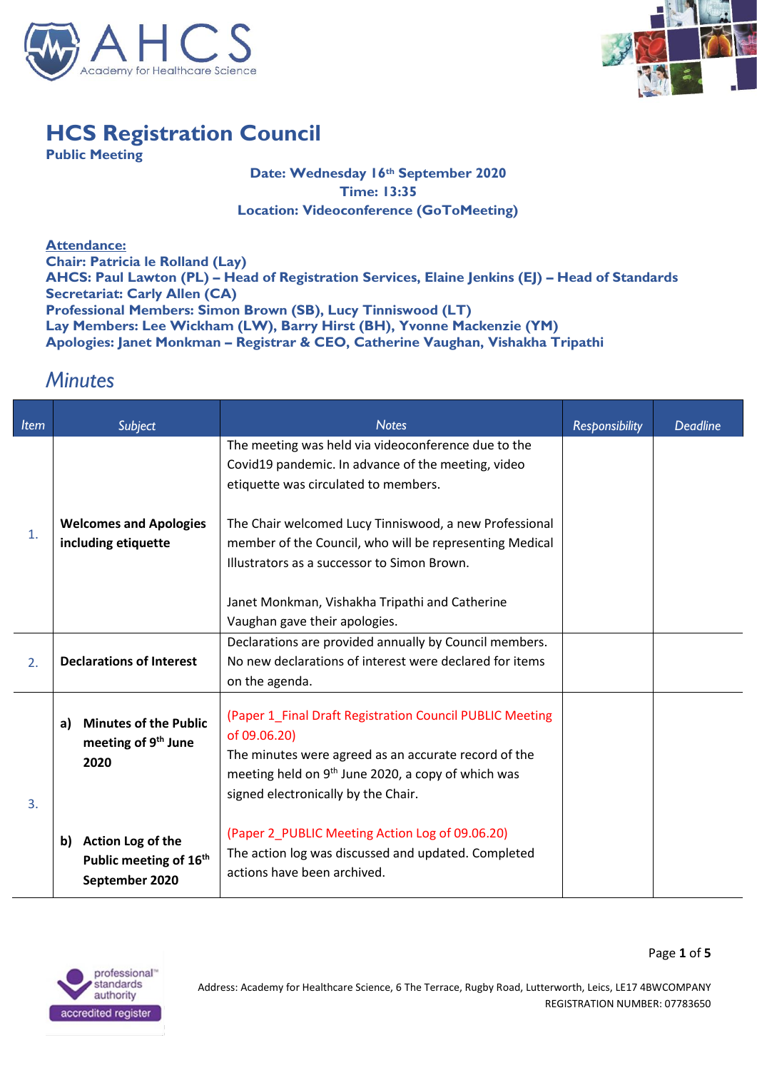# HCS Registration Council

**Public Meeting**

**Date: Wednesday 16th September 2020**
**Time: 13:35**
**Location: Videoconference (GoToMeeting)**

**Attendance:**
**Chair: Patricia le Rolland (Lay)**
**AHCS: Paul Lawton (PL) – Head of Registration Services, Elaine Jenkins (EJ) – Head of Standards**
**Secretariat: Carly Allen (CA)**
**Professional Members: Simon Brown (SB), Lucy Tinniswood (LT)**
**Lay Members: Lee Wickham (LW), Barry Hirst (BH), Yvonne Mackenzie (YM)**
**Apologies: Janet Monkman – Registrar & CEO, Catherine Vaughan, Vishakha Tripathi**

## *Minutes*

| *Item* | *Subject* | *Notes* | *Responsibility* | *Deadline* |
|---|---|---|---|---|
| 1. | **Welcomes and Apologies including etiquette** | The meeting was held via videoconference due to the Covid19 pandemic. In advance of the meeting, video etiquette was circulated to members.<br><br>The Chair welcomed Lucy Tinniswood, a new Professional member of the Council, who will be representing Medical Illustrators as a successor to Simon Brown.<br><br>Janet Monkman, Vishakha Tripathi and Catherine Vaughan gave their apologies. | | |
| 2. | **Declarations of Interest** | Declarations are provided annually by Council members. No new declarations of interest were declared for items on the agenda. | | |
| 3. | **a) Minutes of the Public meeting of 9th June 2020** | (Paper 1_Final Draft Registration Council PUBLIC Meeting of 09.06.20)<br>The minutes were agreed as an accurate record of the meeting held on 9th June 2020, a copy of which was signed electronically by the Chair. | | |
| | **b) Action Log of the Public meeting of 16th September 2020** | (Paper 2_PUBLIC Meeting Action Log of 09.06.20)<br>The action log was discussed and updated. Completed actions have been archived. | | |

Address: Academy for Healthcare Science, 6 The Terrace, Rugby Road, Lutterworth, Leics, LE17 4BW COMPANY REGISTRATION NUMBER: 07783650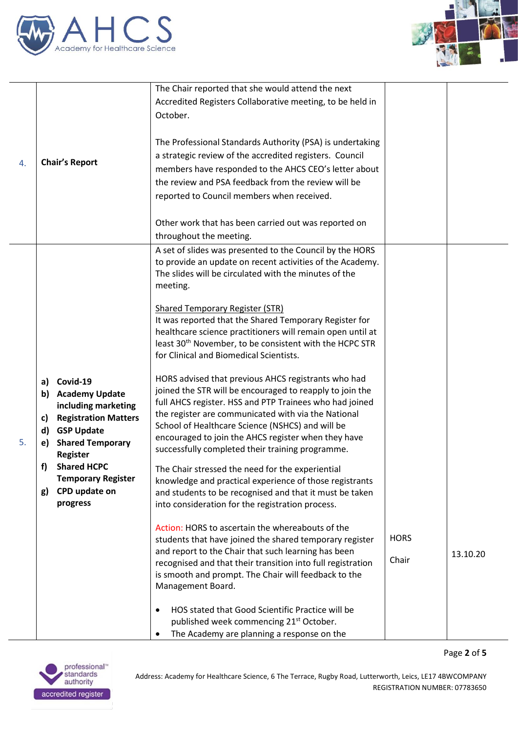| | | | | |
|---|---|---|---|---|
| 4. | **Chair's Report** | The Chair reported that she would attend the next Accredited Registers Collaborative meeting, to be held in October.<br><br>The Professional Standards Authority (PSA) is undertaking a strategic review of the accredited registers. Council members have responded to the AHCS CEO's letter about the review and PSA feedback from the review will be reported to Council members when received.<br><br>Other work that has been carried out was reported on throughout the meeting. | | |
| 5. | **a) Covid-19**<br>**b) Academy Update including marketing**<br>**c) Registration Matters**<br>**d) GSP Update**<br>**e) Shared Temporary Register**<br>**f) Shared HCPC Temporary Register**<br>**g) CPD update on progress** | A set of slides was presented to the Council by the HORS to provide an update on recent activities of the Academy. The slides will be circulated with the minutes of the meeting.<br><br><u>Shared Temporary Register (STR)</u><br>It was reported that the Shared Temporary Register for healthcare science practitioners will remain open until at least 30th November, to be consistent with the HCPC STR for Clinical and Biomedical Scientists.<br><br>HORS advised that previous AHCS registrants who had joined the STR will be encouraged to reapply to join the full AHCS register. HSS and PTP Trainees who had joined the register are communicated with via the National School of Healthcare Science (NSHCS) and will be encouraged to join the AHCS register when they have successfully completed their training programme.<br><br>The Chair stressed the need for the experiential knowledge and practical experience of those registrants and students to be recognised and that it must be taken into consideration for the registration process.<br><br>Action: HORS to ascertain the whereabouts of the students that have joined the shared temporary register and report to the Chair that such learning has been recognised and that their transition into full registration is smooth and prompt. The Chair will feedback to the Management Board.<br><br>• HOS stated that Good Scientific Practice will be published week commencing 21st October.<br>• The Academy are planning a response on the | HORS<br><br>Chair | 13.10.20 |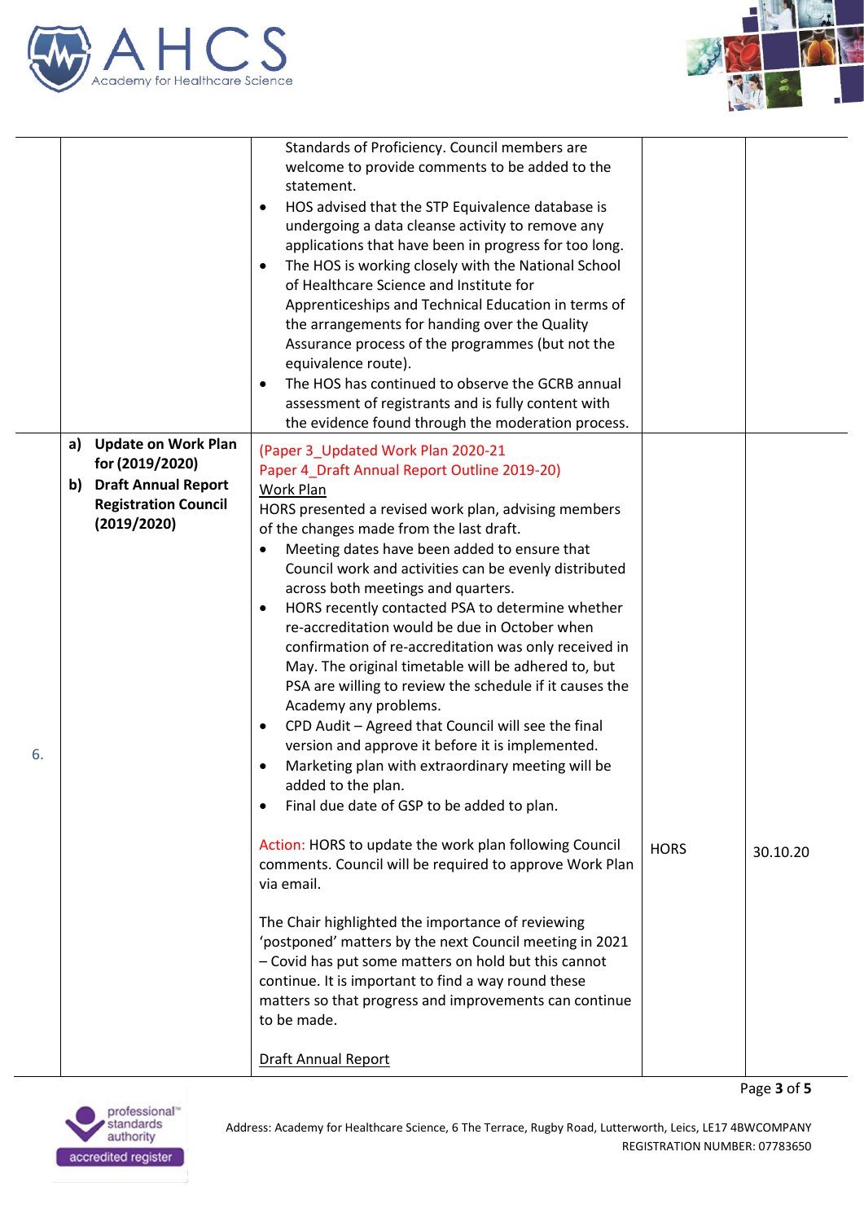| | | | | |
|---|---|---|---|---|
| | | Standards of Proficiency. Council members are welcome to provide comments to be added to the statement.<br>• HOS advised that the STP Equivalence database is undergoing a data cleanse activity to remove any applications that have been in progress for too long.<br>• The HOS is working closely with the National School of Healthcare Science and Institute for Apprenticeships and Technical Education in terms of the arrangements for handing over the Quality Assurance process of the programmes (but not the equivalence route).<br>• The HOS has continued to observe the GCRB annual assessment of registrants and is fully content with the evidence found through the moderation process. | | |
| 6. | **a) Update on Work Plan for (2019/2020)**<br>**b) Draft Annual Report Registration Council (2019/2020)** | (Paper 3_Updated Work Plan 2020-21<br>Paper 4_Draft Annual Report Outline 2019-20)<br>Work Plan<br>HORS presented a revised work plan, advising members of the changes made from the last draft.<br>• Meeting dates have been added to ensure that Council work and activities can be evenly distributed across both meetings and quarters.<br>• HORS recently contacted PSA to determine whether re-accreditation would be due in October when confirmation of re-accreditation was only received in May. The original timetable will be adhered to, but PSA are willing to review the schedule if it causes the Academy any problems.<br>• CPD Audit – Agreed that Council will see the final version and approve it before it is implemented.<br>• Marketing plan with extraordinary meeting will be added to the plan.<br>• Final due date of GSP to be added to plan.<br><br>Action: HORS to update the work plan following Council comments. Council will be required to approve Work Plan via email.<br><br>The Chair highlighted the importance of reviewing 'postponed' matters by the next Council meeting in 2021 – Covid has put some matters on hold but this cannot continue. It is important to find a way round these matters so that progress and improvements can continue to be made.<br><br>Draft Annual Report | HORS | 30.10.20 |

Address: Academy for Healthcare Science, 6 The Terrace, Rugby Road, Lutterworth, Leics, LE17 4BW COMPANY REGISTRATION NUMBER: 07783650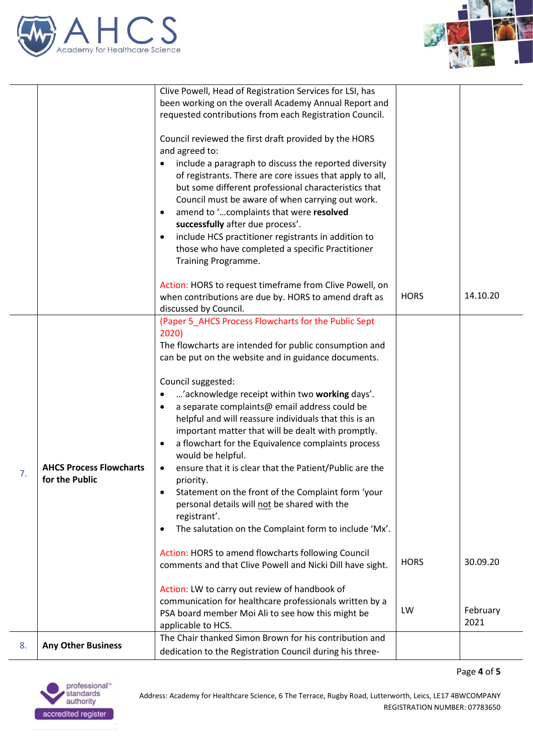| | | | | |
|---|---|---|---|---|
| | | Clive Powell, Head of Registration Services for LSI, has been working on the overall Academy Annual Report and requested contributions from each Registration Council.<br><br>Council reviewed the first draft provided by the HORS and agreed to:<br>• include a paragraph to discuss the reported diversity of registrants. There are core issues that apply to all, but some different professional characteristics that Council must be aware of when carrying out work.<br>• amend to '…complaints that were **resolved successfully** after due process'.<br>• include HCS practitioner registrants in addition to those who have completed a specific Practitioner Training Programme.<br><br>Action: HORS to request timeframe from Clive Powell, on when contributions are due by. HORS to amend draft as discussed by Council. | HORS | 14.10.20 |
| 7. | **AHCS Process Flowcharts for the Public** | (Paper 5_AHCS Process Flowcharts for the Public Sept 2020)<br>The flowcharts are intended for public consumption and can be put on the website and in guidance documents.<br><br>Council suggested:<br>• …'acknowledge receipt within two **working** days'.<br>• a separate complaints@ email address could be helpful and will reassure individuals that this is an important matter that will be dealt with promptly.<br>• a flowchart for the Equivalence complaints process would be helpful.<br>• ensure that it is clear that the Patient/Public are the priority.<br>• Statement on the front of the Complaint form 'your personal details will not be shared with the registrant'.<br>• The salutation on the Complaint form to include 'Mx'.<br><br>Action: HORS to amend flowcharts following Council comments and that Clive Powell and Nicki Dill have sight.<br><br>Action: LW to carry out review of handbook of communication for healthcare professionals written by a PSA board member Moi Ali to see how this might be applicable to HCS. | HORS<br><br>LW | 30.09.20<br><br>February 2021 |
| 8. | **Any Other Business** | The Chair thanked Simon Brown for his contribution and dedication to the Registration Council during his three- | | |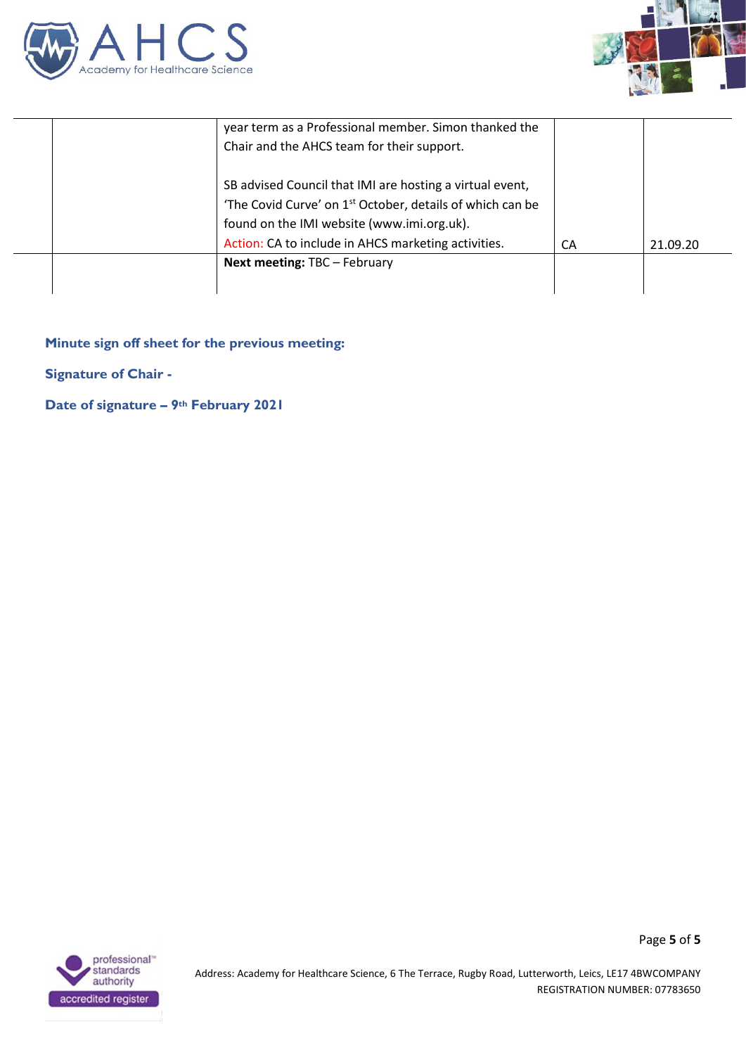| | | | | |
|---|---|---|---|---|
| | | year term as a Professional member. Simon thanked the Chair and the AHCS team for their support.<br><br>SB advised Council that IMI are hosting a virtual event, 'The Covid Curve' on 1st October, details of which can be found on the IMI website (www.imi.org.uk).<br>Action: CA to include in AHCS marketing activities. | CA | 21.09.20 |
| | | **Next meeting:** TBC – February | | |

**Minute sign off sheet for the previous meeting:**

**Signature of Chair -**

**Date of signature – 9th February 2021**

Address: Academy for Healthcare Science, 6 The Terrace, Rugby Road, Lutterworth, Leics, LE17 4BW COMPANY REGISTRATION NUMBER: 07783650